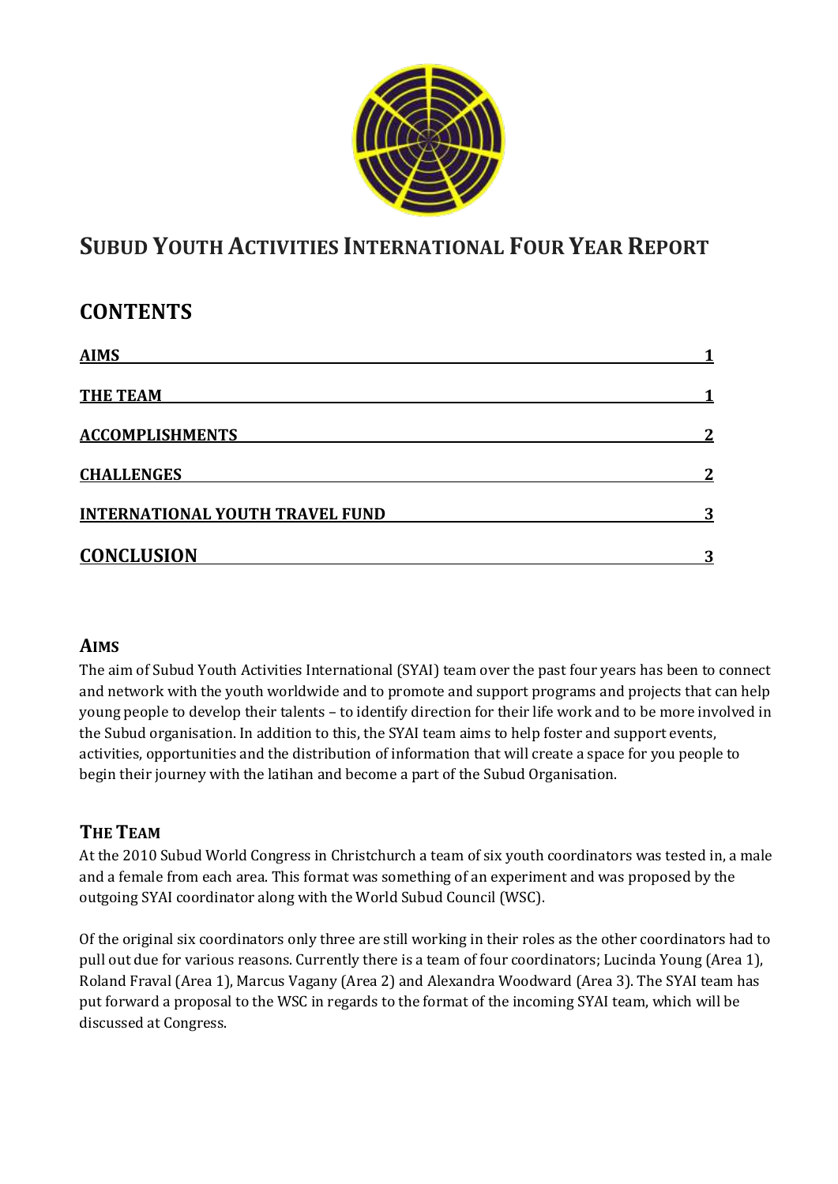# SUBUD YOUTH ACTIVITIES INTERNATIONAL FOUR YEAR REPORT

## CONTENTS

| | |
|---|---|
| AIMS | 1 |
| THE TEAM | 1 |
| ACCOMPLISHMENTS | 2 |
| CHALLENGES | 2 |
| INTERNATIONAL YOUTH TRAVEL FUND | 3 |
| CONCLUSION | 3 |

### AIMS

The aim of Subud Youth Activities International (SYAI) team over the past four years has been to connect and network with the youth worldwide and to promote and support programs and projects that can help young people to develop their talents – to identify direction for their life work and to be more involved in the Subud organisation. In addition to this, the SYAI team aims to help foster and support events, activities, opportunities and the distribution of information that will create a space for you people to begin their journey with the latihan and become a part of the Subud Organisation.

### THE TEAM

At the 2010 Subud World Congress in Christchurch a team of six youth coordinators was tested in, a male and a female from each area. This format was something of an experiment and was proposed by the outgoing SYAI coordinator along with the World Subud Council (WSC).

Of the original six coordinators only three are still working in their roles as the other coordinators had to pull out due for various reasons. Currently there is a team of four coordinators; Lucinda Young (Area 1), Roland Fraval (Area 1), Marcus Vagany (Area 2) and Alexandra Woodward (Area 3). The SYAI team has put forward a proposal to the WSC in regards to the format of the incoming SYAI team, which will be discussed at Congress.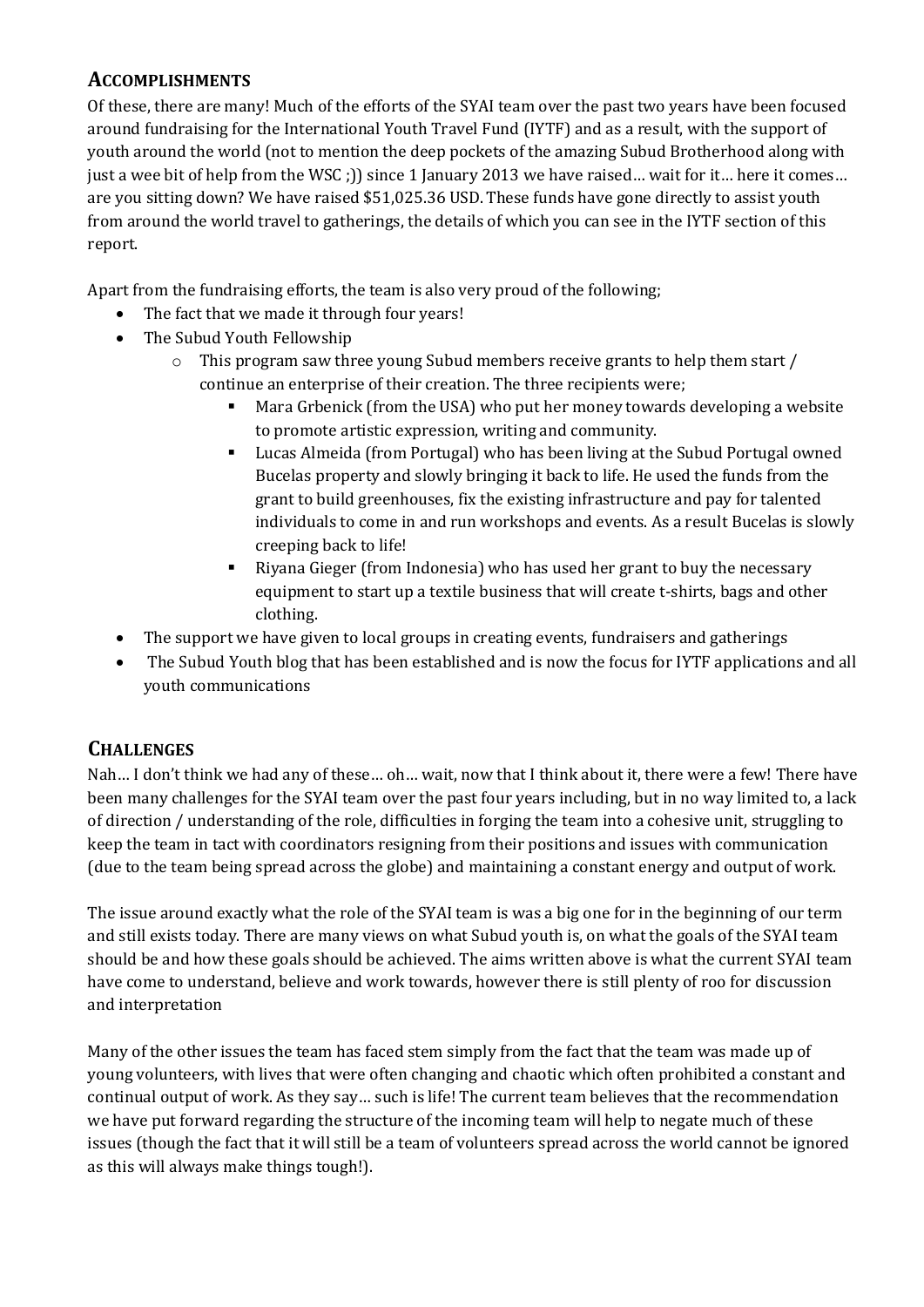## ACCOMPLISHMENTS

Of these, there are many! Much of the efforts of the SYAI team over the past two years have been focused around fundraising for the International Youth Travel Fund (IYTF) and as a result, with the support of youth around the world (not to mention the deep pockets of the amazing Subud Brotherhood along with just a wee bit of help from the WSC ;)) since 1 January 2013 we have raised… wait for it… here it comes… are you sitting down? We have raised $51,025.36 USD. These funds have gone directly to assist youth from around the world travel to gatherings, the details of which you can see in the IYTF section of this report.

Apart from the fundraising efforts, the team is also very proud of the following;

- The fact that we made it through four years!
- The Subud Youth Fellowship
  - This program saw three young Subud members receive grants to help them start / continue an enterprise of their creation. The three recipients were;
    - Mara Grbenick (from the USA) who put her money towards developing a website to promote artistic expression, writing and community.
    - Lucas Almeida (from Portugal) who has been living at the Subud Portugal owned Bucelas property and slowly bringing it back to life. He used the funds from the grant to build greenhouses, fix the existing infrastructure and pay for talented individuals to come in and run workshops and events. As a result Bucelas is slowly creeping back to life!
    - Riyana Gieger (from Indonesia) who has used her grant to buy the necessary equipment to start up a textile business that will create t-shirts, bags and other clothing.
- The support we have given to local groups in creating events, fundraisers and gatherings
- The Subud Youth blog that has been established and is now the focus for IYTF applications and all youth communications

## CHALLENGES

Nah… I don't think we had any of these… oh… wait, now that I think about it, there were a few! There have been many challenges for the SYAI team over the past four years including, but in no way limited to, a lack of direction / understanding of the role, difficulties in forging the team into a cohesive unit, struggling to keep the team in tact with coordinators resigning from their positions and issues with communication (due to the team being spread across the globe) and maintaining a constant energy and output of work.

The issue around exactly what the role of the SYAI team is was a big one for in the beginning of our term and still exists today. There are many views on what Subud youth is, on what the goals of the SYAI team should be and how these goals should be achieved. The aims written above is what the current SYAI team have come to understand, believe and work towards, however there is still plenty of roo for discussion and interpretation

Many of the other issues the team has faced stem simply from the fact that the team was made up of young volunteers, with lives that were often changing and chaotic which often prohibited a constant and continual output of work. As they say… such is life! The current team believes that the recommendation we have put forward regarding the structure of the incoming team will help to negate much of these issues (though the fact that it will still be a team of volunteers spread across the world cannot be ignored as this will always make things tough!).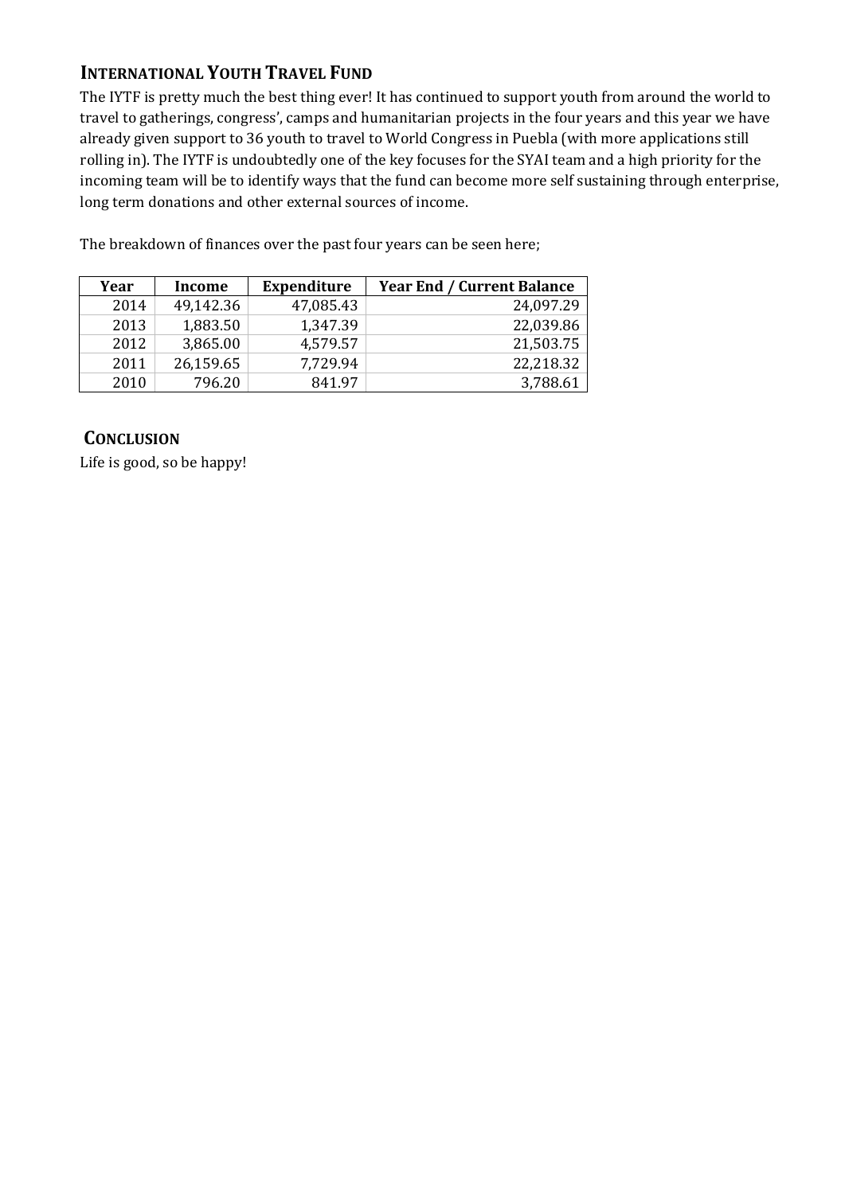## International Youth Travel Fund

The IYTF is pretty much the best thing ever! It has continued to support youth from around the world to travel to gatherings, congress', camps and humanitarian projects in the four years and this year we have already given support to 36 youth to travel to World Congress in Puebla (with more applications still rolling in). The IYTF is undoubtedly one of the key focuses for the SYAI team and a high priority for the incoming team will be to identify ways that the fund can become more self sustaining through enterprise, long term donations and other external sources of income.

The breakdown of finances over the past four years can be seen here;

| Year | Income | Expenditure | Year End / Current Balance |
|---|---|---|---|
| 2014 | 49,142.36 | 47,085.43 | 24,097.29 |
| 2013 | 1,883.50 | 1,347.39 | 22,039.86 |
| 2012 | 3,865.00 | 4,579.57 | 21,503.75 |
| 2011 | 26,159.65 | 7,729.94 | 22,218.32 |
| 2010 | 796.20 | 841.97 | 3,788.61 |

## Conclusion

Life is good, so be happy!